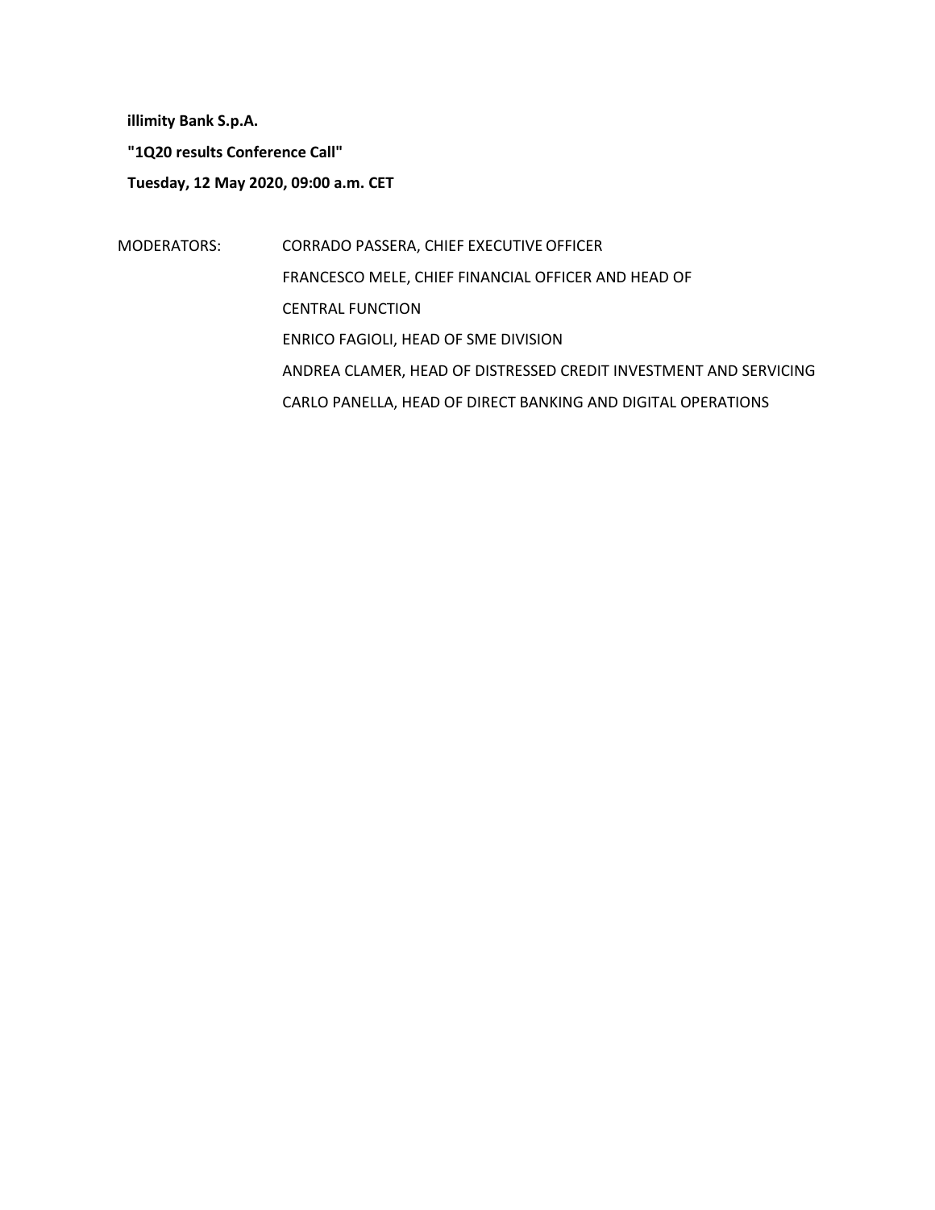**illimity Bank S.p.A.**

**"1Q20 results Conference Call"**

**Tuesday, 12 May 2020, 09:00 a.m. CET**

MODERATORS: CORRADO PASSERA, CHIEF EXECUTIVE OFFICER

FRANCESCO MELE, CHIEF FINANCIAL OFFICER AND HEAD OF CENTRAL FUNCTION

ENRICO FAGIOLI, HEAD OF SME DIVISION

ANDREA CLAMER, HEAD OF DISTRESSED CREDIT INVESTMENT AND SERVICING

CARLO PANELLA, HEAD OF DIRECT BANKING AND DIGITAL OPERATIONS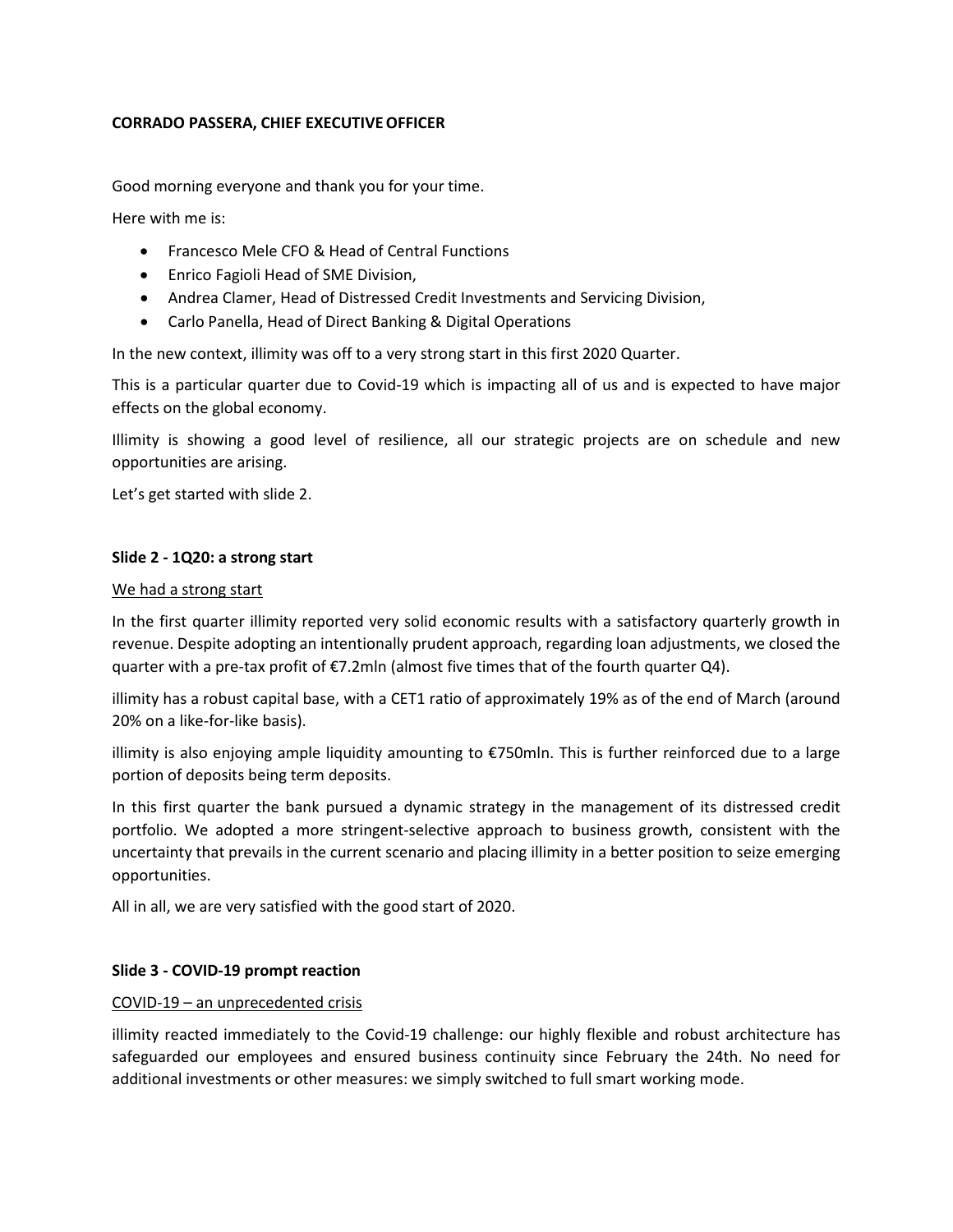**CORRADO PASSERA, CHIEF EXECUTIVE OFFICER**

Good morning everyone and thank you for your time.

Here with me is:

- Francesco Mele CFO & Head of Central Functions
- Enrico Fagioli Head of SME Division,
- Andrea Clamer, Head of Distressed Credit Investments and Servicing Division,
- Carlo Panella, Head of Direct Banking & Digital Operations

In the new context, illimity was off to a very strong start in this first 2020 Quarter.

This is a particular quarter due to Covid-19 which is impacting all of us and is expected to have major effects on the global economy.

Illimity is showing a good level of resilience, all our strategic projects are on schedule and new opportunities are arising.

Let's get started with slide 2.

**Slide 2 - 1Q20: a strong start**

<u>We had a strong start</u>

In the first quarter illimity reported very solid economic results with a satisfactory quarterly growth in revenue. Despite adopting an intentionally prudent approach, regarding loan adjustments, we closed the quarter with a pre-tax profit of €7.2mln (almost five times that of the fourth quarter Q4).

illimity has a robust capital base, with a CET1 ratio of approximately 19% as of the end of March (around 20% on a like-for-like basis).

illimity is also enjoying ample liquidity amounting to €750mln. This is further reinforced due to a large portion of deposits being term deposits.

In this first quarter the bank pursued a dynamic strategy in the management of its distressed credit portfolio. We adopted a more stringent-selective approach to business growth, consistent with the uncertainty that prevails in the current scenario and placing illimity in a better position to seize emerging opportunities.

All in all, we are very satisfied with the good start of 2020.

**Slide 3 - COVID-19 prompt reaction**

<u>COVID-19 – an unprecedented crisis</u>

illimity reacted immediately to the Covid-19 challenge: our highly flexible and robust architecture has safeguarded our employees and ensured business continuity since February the 24th. No need for additional investments or other measures: we simply switched to full smart working mode.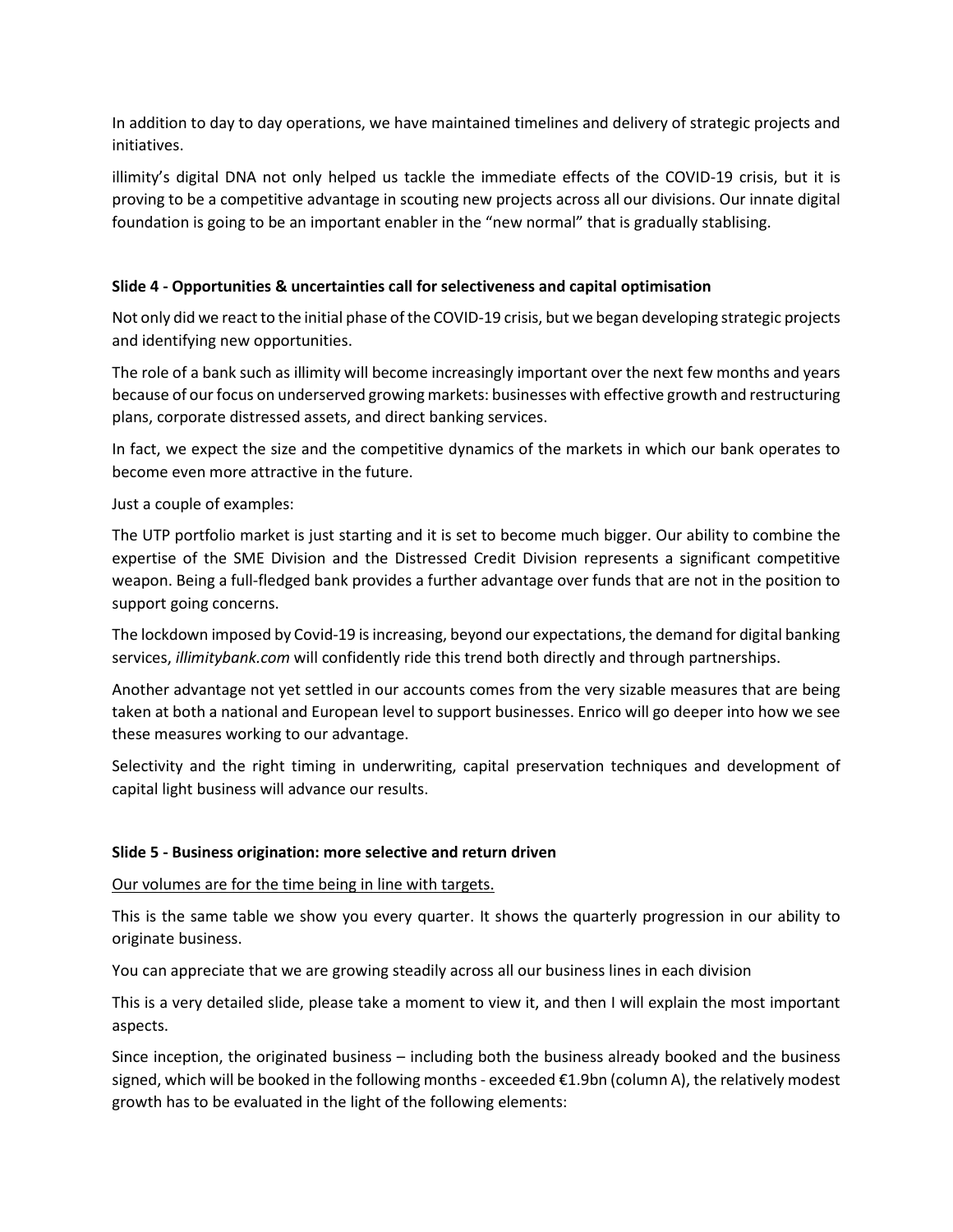In addition to day to day operations, we have maintained timelines and delivery of strategic projects and initiatives.

illimity's digital DNA not only helped us tackle the immediate effects of the COVID-19 crisis, but it is proving to be a competitive advantage in scouting new projects across all our divisions. Our innate digital foundation is going to be an important enabler in the "new normal" that is gradually stablising.

**Slide 4 - Opportunities & uncertainties call for selectiveness and capital optimisation**

Not only did we react to the initial phase of the COVID-19 crisis, but we began developing strategic projects and identifying new opportunities.

The role of a bank such as illimity will become increasingly important over the next few months and years because of our focus on underserved growing markets: businesses with effective growth and restructuring plans, corporate distressed assets, and direct banking services.

In fact, we expect the size and the competitive dynamics of the markets in which our bank operates to become even more attractive in the future.

Just a couple of examples:

The UTP portfolio market is just starting and it is set to become much bigger. Our ability to combine the expertise of the SME Division and the Distressed Credit Division represents a significant competitive weapon. Being a full-fledged bank provides a further advantage over funds that are not in the position to support going concerns.

The lockdown imposed by Covid-19 is increasing, beyond our expectations, the demand for digital banking services, *illimitybank.com* will confidently ride this trend both directly and through partnerships.

Another advantage not yet settled in our accounts comes from the very sizable measures that are being taken at both a national and European level to support businesses. Enrico will go deeper into how we see these measures working to our advantage.

Selectivity and the right timing in underwriting, capital preservation techniques and development of capital light business will advance our results.

**Slide 5 - Business origination: more selective and return driven**

<u>Our volumes are for the time being in line with targets.</u>

This is the same table we show you every quarter. It shows the quarterly progression in our ability to originate business.

You can appreciate that we are growing steadily across all our business lines in each division

This is a very detailed slide, please take a moment to view it, and then I will explain the most important aspects.

Since inception, the originated business – including both the business already booked and the business signed, which will be booked in the following months - exceeded €1.9bn (column A), the relatively modest growth has to be evaluated in the light of the following elements: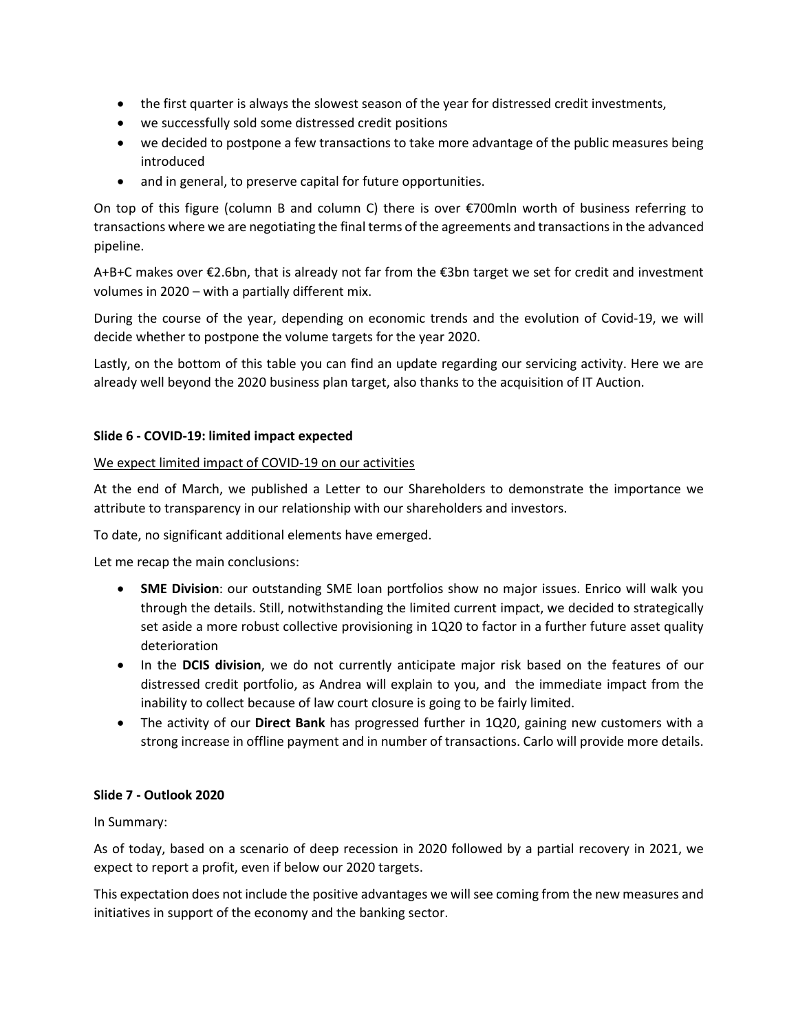- the first quarter is always the slowest season of the year for distressed credit investments,
- we successfully sold some distressed credit positions
- we decided to postpone a few transactions to take more advantage of the public measures being introduced
- and in general, to preserve capital for future opportunities.

On top of this figure (column B and column C) there is over €700mln worth of business referring to transactions where we are negotiating the final terms of the agreements and transactions in the advanced pipeline.

A+B+C makes over €2.6bn, that is already not far from the €3bn target we set for credit and investment volumes in 2020 – with a partially different mix.

During the course of the year, depending on economic trends and the evolution of Covid-19, we will decide whether to postpone the volume targets for the year 2020.

Lastly, on the bottom of this table you can find an update regarding our servicing activity. Here we are already well beyond the 2020 business plan target, also thanks to the acquisition of IT Auction.

**Slide 6 - COVID-19: limited impact expected**

We expect limited impact of COVID-19 on our activities

At the end of March, we published a Letter to our Shareholders to demonstrate the importance we attribute to transparency in our relationship with our shareholders and investors.

To date, no significant additional elements have emerged.

Let me recap the main conclusions:

- **SME Division**: our outstanding SME loan portfolios show no major issues. Enrico will walk you through the details. Still, notwithstanding the limited current impact, we decided to strategically set aside a more robust collective provisioning in 1Q20 to factor in a further future asset quality deterioration
- In the **DCIS division**, we do not currently anticipate major risk based on the features of our distressed credit portfolio, as Andrea will explain to you, and the immediate impact from the inability to collect because of law court closure is going to be fairly limited.
- The activity of our **Direct Bank** has progressed further in 1Q20, gaining new customers with a strong increase in offline payment and in number of transactions. Carlo will provide more details.

**Slide 7 - Outlook 2020**

In Summary:

As of today, based on a scenario of deep recession in 2020 followed by a partial recovery in 2021, we expect to report a profit, even if below our 2020 targets.

This expectation does not include the positive advantages we will see coming from the new measures and initiatives in support of the economy and the banking sector.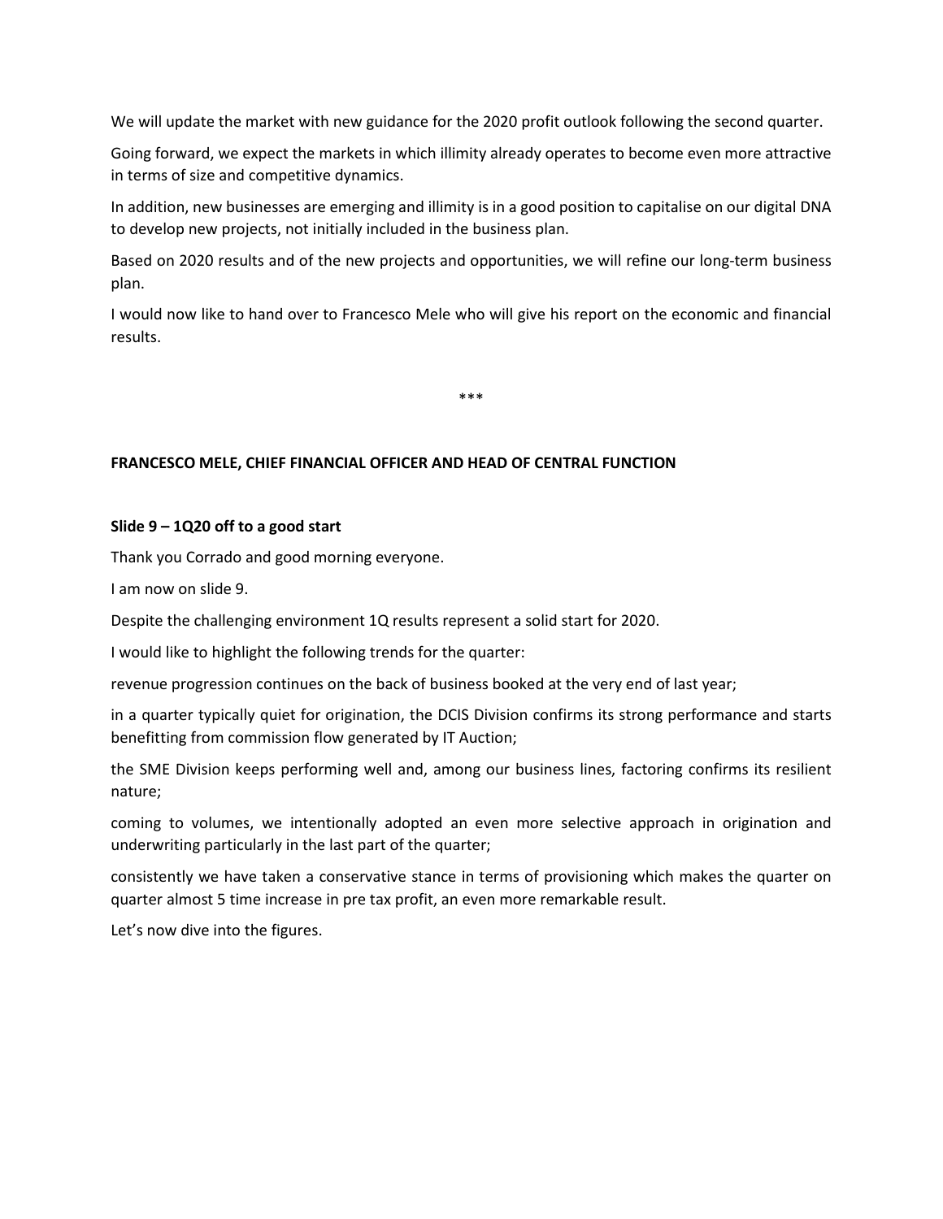We will update the market with new guidance for the 2020 profit outlook following the second quarter.

Going forward, we expect the markets in which illimity already operates to become even more attractive in terms of size and competitive dynamics.

In addition, new businesses are emerging and illimity is in a good position to capitalise on our digital DNA to develop new projects, not initially included in the business plan.

Based on 2020 results and of the new projects and opportunities, we will refine our long-term business plan.

I would now like to hand over to Francesco Mele who will give his report on the economic and financial results.

***

**FRANCESCO MELE, CHIEF FINANCIAL OFFICER AND HEAD OF CENTRAL FUNCTION**

**Slide 9 – 1Q20 off to a good start**

Thank you Corrado and good morning everyone.

I am now on slide 9.

Despite the challenging environment 1Q results represent a solid start for 2020.

I would like to highlight the following trends for the quarter:

revenue progression continues on the back of business booked at the very end of last year;

in a quarter typically quiet for origination, the DCIS Division confirms its strong performance and starts benefitting from commission flow generated by IT Auction;

the SME Division keeps performing well and, among our business lines, factoring confirms its resilient nature;

coming to volumes, we intentionally adopted an even more selective approach in origination and underwriting particularly in the last part of the quarter;

consistently we have taken a conservative stance in terms of provisioning which makes the quarter on quarter almost 5 time increase in pre tax profit, an even more remarkable result.

Let's now dive into the figures.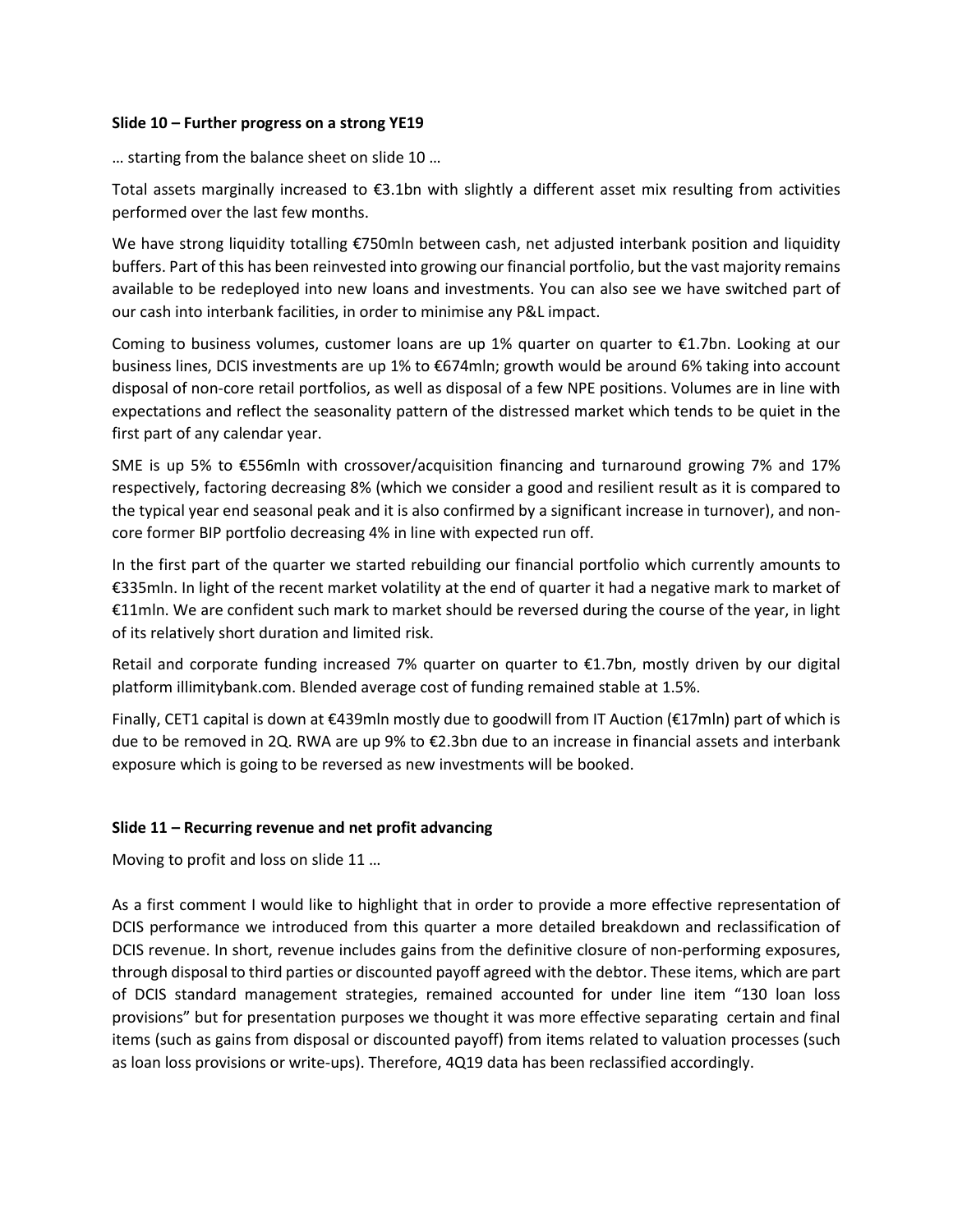**Slide 10 – Further progress on a strong YE19**

… starting from the balance sheet on slide 10 …

Total assets marginally increased to €3.1bn with slightly a different asset mix resulting from activities performed over the last few months.

We have strong liquidity totalling €750mln between cash, net adjusted interbank position and liquidity buffers. Part of this has been reinvested into growing our financial portfolio, but the vast majority remains available to be redeployed into new loans and investments. You can also see we have switched part of our cash into interbank facilities, in order to minimise any P&L impact.

Coming to business volumes, customer loans are up 1% quarter on quarter to €1.7bn. Looking at our business lines, DCIS investments are up 1% to €674mln; growth would be around 6% taking into account disposal of non-core retail portfolios, as well as disposal of a few NPE positions. Volumes are in line with expectations and reflect the seasonality pattern of the distressed market which tends to be quiet in the first part of any calendar year.

SME is up 5% to €556mln with crossover/acquisition financing and turnaround growing 7% and 17% respectively, factoring decreasing 8% (which we consider a good and resilient result as it is compared to the typical year end seasonal peak and it is also confirmed by a significant increase in turnover), and non-core former BIP portfolio decreasing 4% in line with expected run off.

In the first part of the quarter we started rebuilding our financial portfolio which currently amounts to €335mln. In light of the recent market volatility at the end of quarter it had a negative mark to market of €11mln. We are confident such mark to market should be reversed during the course of the year, in light of its relatively short duration and limited risk.

Retail and corporate funding increased 7% quarter on quarter to €1.7bn, mostly driven by our digital platform illimitybank.com. Blended average cost of funding remained stable at 1.5%.

Finally, CET1 capital is down at €439mln mostly due to goodwill from IT Auction (€17mln) part of which is due to be removed in 2Q. RWA are up 9% to €2.3bn due to an increase in financial assets and interbank exposure which is going to be reversed as new investments will be booked.

**Slide 11 – Recurring revenue and net profit advancing**

Moving to profit and loss on slide 11 …

As a first comment I would like to highlight that in order to provide a more effective representation of DCIS performance we introduced from this quarter a more detailed breakdown and reclassification of DCIS revenue. In short, revenue includes gains from the definitive closure of non-performing exposures, through disposal to third parties or discounted payoff agreed with the debtor. These items, which are part of DCIS standard management strategies, remained accounted for under line item "130 loan loss provisions" but for presentation purposes we thought it was more effective separating certain and final items (such as gains from disposal or discounted payoff) from items related to valuation processes (such as loan loss provisions or write-ups). Therefore, 4Q19 data has been reclassified accordingly.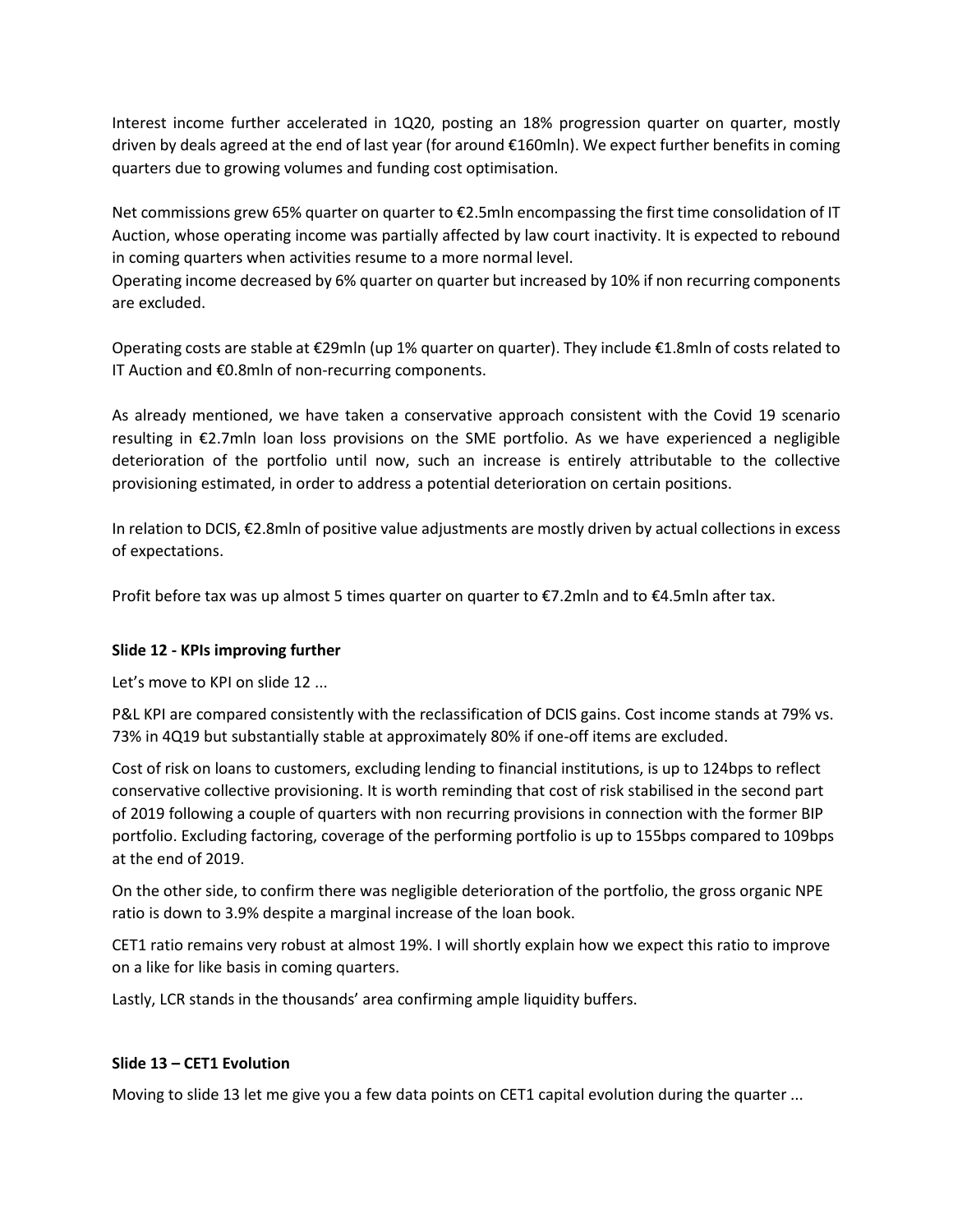Interest income further accelerated in 1Q20, posting an 18% progression quarter on quarter, mostly driven by deals agreed at the end of last year (for around €160mln). We expect further benefits in coming quarters due to growing volumes and funding cost optimisation.

Net commissions grew 65% quarter on quarter to €2.5mln encompassing the first time consolidation of IT Auction, whose operating income was partially affected by law court inactivity. It is expected to rebound in coming quarters when activities resume to a more normal level.
Operating income decreased by 6% quarter on quarter but increased by 10% if non recurring components are excluded.

Operating costs are stable at €29mln (up 1% quarter on quarter). They include €1.8mln of costs related to IT Auction and €0.8mln of non-recurring components.

As already mentioned, we have taken a conservative approach consistent with the Covid 19 scenario resulting in €2.7mln loan loss provisions on the SME portfolio. As we have experienced a negligible deterioration of the portfolio until now, such an increase is entirely attributable to the collective provisioning estimated, in order to address a potential deterioration on certain positions.

In relation to DCIS, €2.8mln of positive value adjustments are mostly driven by actual collections in excess of expectations.

Profit before tax was up almost 5 times quarter on quarter to €7.2mln and to €4.5mln after tax.

**Slide 12 - KPIs improving further**

Let's move to KPI on slide 12 ...

P&L KPI are compared consistently with the reclassification of DCIS gains. Cost income stands at 79% vs. 73% in 4Q19 but substantially stable at approximately 80% if one-off items are excluded.

Cost of risk on loans to customers, excluding lending to financial institutions, is up to 124bps to reflect conservative collective provisioning. It is worth reminding that cost of risk stabilised in the second part of 2019 following a couple of quarters with non recurring provisions in connection with the former BIP portfolio. Excluding factoring, coverage of the performing portfolio is up to 155bps compared to 109bps at the end of 2019.

On the other side, to confirm there was negligible deterioration of the portfolio, the gross organic NPE ratio is down to 3.9% despite a marginal increase of the loan book.

CET1 ratio remains very robust at almost 19%. I will shortly explain how we expect this ratio to improve on a like for like basis in coming quarters.

Lastly, LCR stands in the thousands' area confirming ample liquidity buffers.

**Slide 13 – CET1 Evolution**

Moving to slide 13 let me give you a few data points on CET1 capital evolution during the quarter ...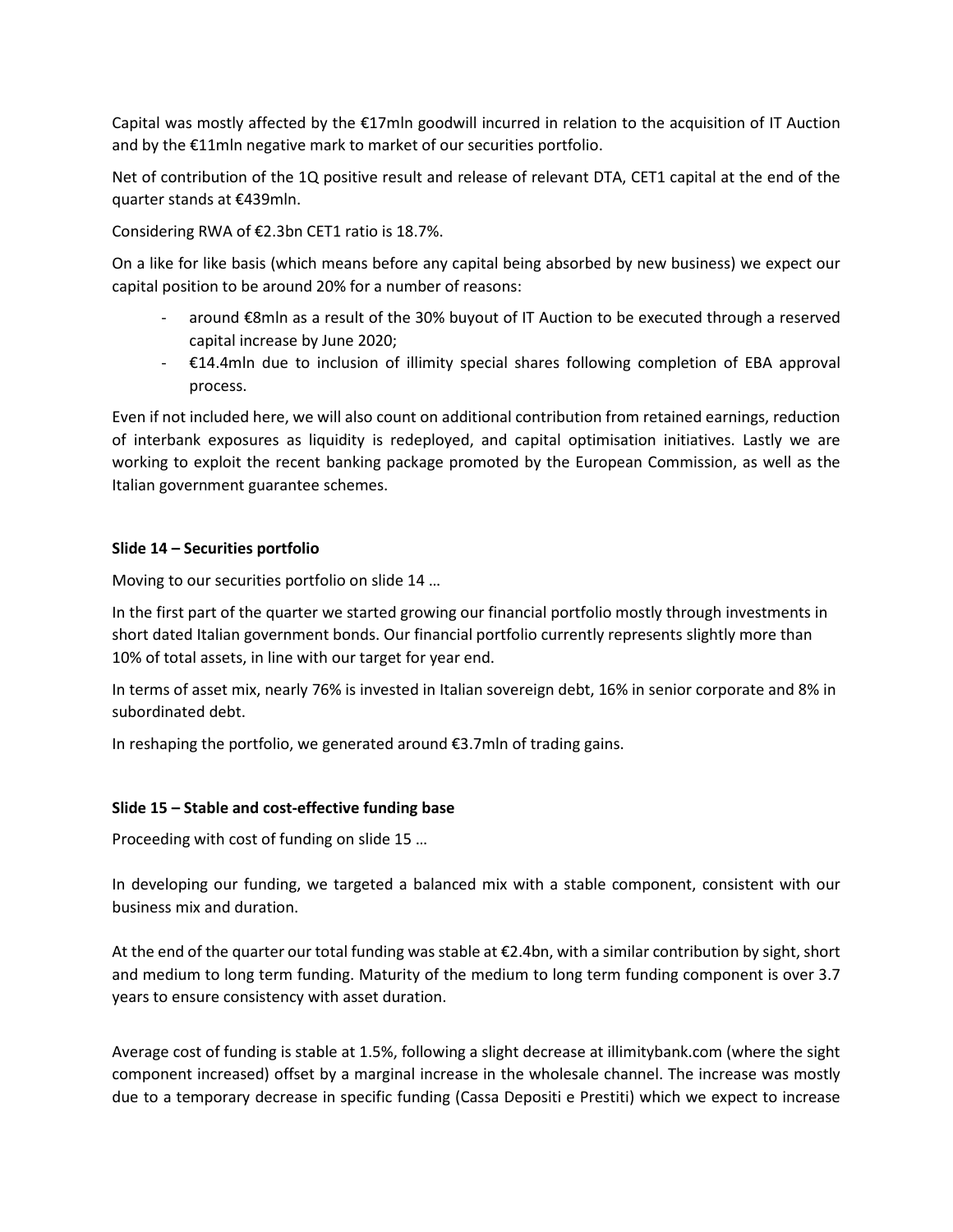Capital was mostly affected by the €17mln goodwill incurred in relation to the acquisition of IT Auction and by the €11mln negative mark to market of our securities portfolio.

Net of contribution of the 1Q positive result and release of relevant DTA, CET1 capital at the end of the quarter stands at €439mln.

Considering RWA of €2.3bn CET1 ratio is 18.7%.

On a like for like basis (which means before any capital being absorbed by new business) we expect our capital position to be around 20% for a number of reasons:

- around €8mln as a result of the 30% buyout of IT Auction to be executed through a reserved capital increase by June 2020;
- €14.4mln due to inclusion of illimity special shares following completion of EBA approval process.

Even if not included here, we will also count on additional contribution from retained earnings, reduction of interbank exposures as liquidity is redeployed, and capital optimisation initiatives. Lastly we are working to exploit the recent banking package promoted by the European Commission, as well as the Italian government guarantee schemes.

**Slide 14 – Securities portfolio**

Moving to our securities portfolio on slide 14 …

In the first part of the quarter we started growing our financial portfolio mostly through investments in short dated Italian government bonds. Our financial portfolio currently represents slightly more than 10% of total assets, in line with our target for year end.

In terms of asset mix, nearly 76% is invested in Italian sovereign debt, 16% in senior corporate and 8% in subordinated debt.

In reshaping the portfolio, we generated around €3.7mln of trading gains.

**Slide 15 – Stable and cost-effective funding base**

Proceeding with cost of funding on slide 15 …

In developing our funding, we targeted a balanced mix with a stable component, consistent with our business mix and duration.

At the end of the quarter our total funding was stable at €2.4bn, with a similar contribution by sight, short and medium to long term funding. Maturity of the medium to long term funding component is over 3.7 years to ensure consistency with asset duration.

Average cost of funding is stable at 1.5%, following a slight decrease at illimitybank.com (where the sight component increased) offset by a marginal increase in the wholesale channel. The increase was mostly due to a temporary decrease in specific funding (Cassa Depositi e Prestiti) which we expect to increase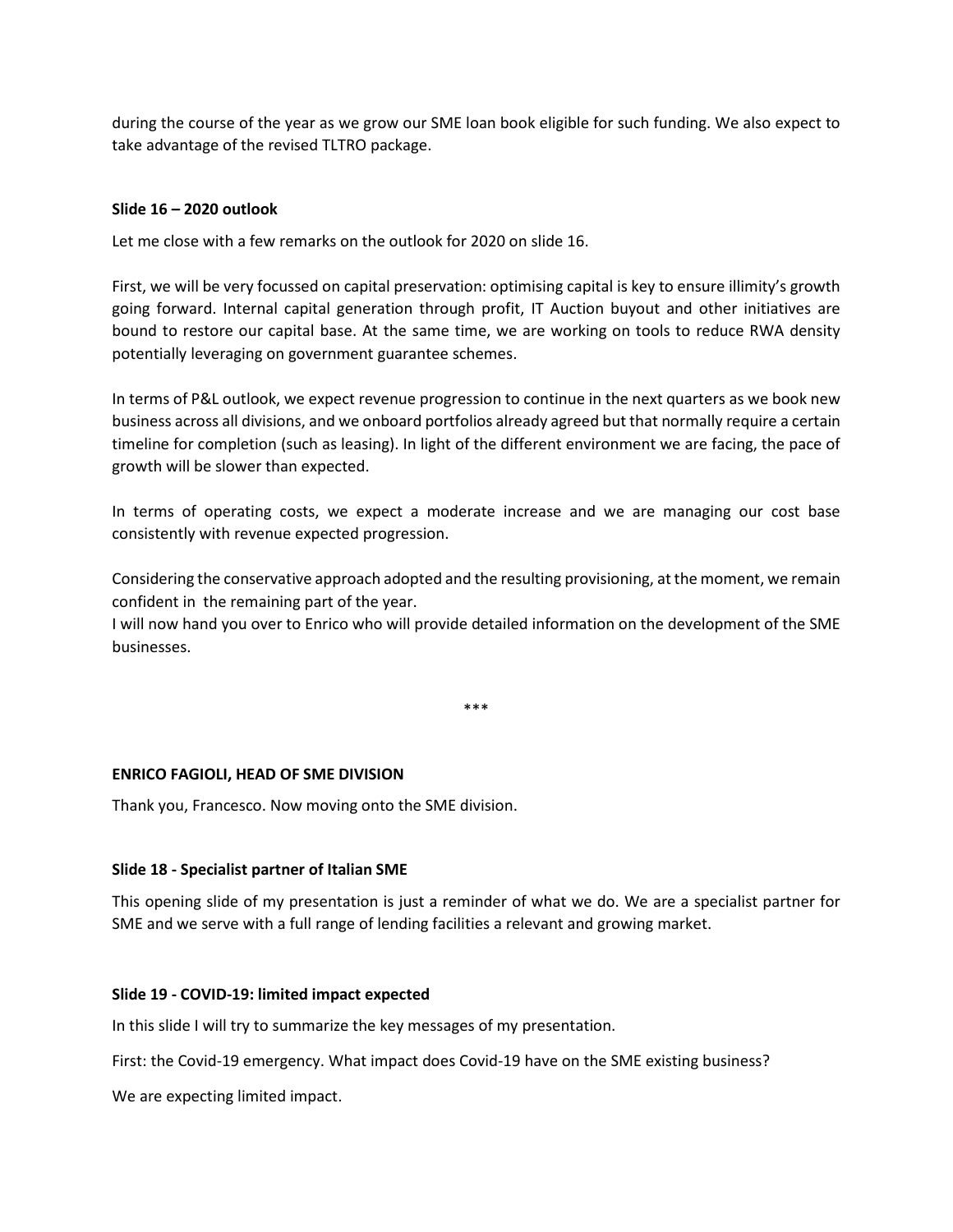during the course of the year as we grow our SME loan book eligible for such funding. We also expect to take advantage of the revised TLTRO package.

**Slide 16 – 2020 outlook**

Let me close with a few remarks on the outlook for 2020 on slide 16.

First, we will be very focussed on capital preservation: optimising capital is key to ensure illimity's growth going forward. Internal capital generation through profit, IT Auction buyout and other initiatives are bound to restore our capital base. At the same time, we are working on tools to reduce RWA density potentially leveraging on government guarantee schemes.

In terms of P&L outlook, we expect revenue progression to continue in the next quarters as we book new business across all divisions, and we onboard portfolios already agreed but that normally require a certain timeline for completion (such as leasing). In light of the different environment we are facing, the pace of growth will be slower than expected.

In terms of operating costs, we expect a moderate increase and we are managing our cost base consistently with revenue expected progression.

Considering the conservative approach adopted and the resulting provisioning, at the moment, we remain confident in the remaining part of the year.

I will now hand you over to Enrico who will provide detailed information on the development of the SME businesses.

\*\*\*

**ENRICO FAGIOLI, HEAD OF SME DIVISION**

Thank you, Francesco. Now moving onto the SME division.

**Slide 18 - Specialist partner of Italian SME**

This opening slide of my presentation is just a reminder of what we do. We are a specialist partner for SME and we serve with a full range of lending facilities a relevant and growing market.

**Slide 19 - COVID-19: limited impact expected**

In this slide I will try to summarize the key messages of my presentation.

First: the Covid-19 emergency. What impact does Covid-19 have on the SME existing business?

We are expecting limited impact.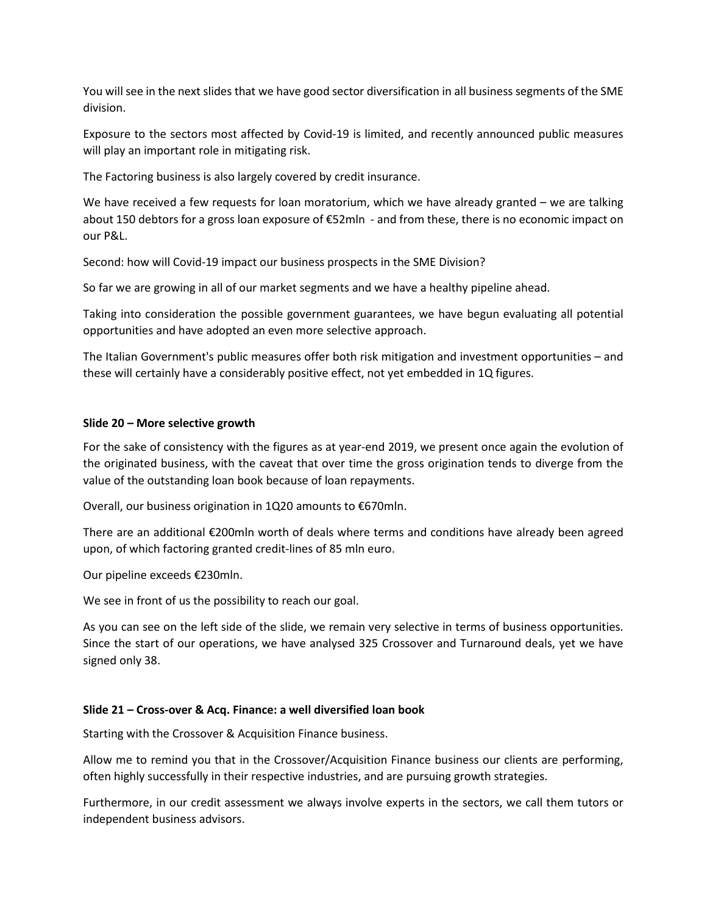You will see in the next slides that we have good sector diversification in all business segments of the SME division.

Exposure to the sectors most affected by Covid-19 is limited, and recently announced public measures will play an important role in mitigating risk.

The Factoring business is also largely covered by credit insurance.

We have received a few requests for loan moratorium, which we have already granted – we are talking about 150 debtors for a gross loan exposure of €52mln - and from these, there is no economic impact on our P&L.

Second: how will Covid-19 impact our business prospects in the SME Division?

So far we are growing in all of our market segments and we have a healthy pipeline ahead.

Taking into consideration the possible government guarantees, we have begun evaluating all potential opportunities and have adopted an even more selective approach.

The Italian Government's public measures offer both risk mitigation and investment opportunities – and these will certainly have a considerably positive effect, not yet embedded in 1Q figures.

**Slide 20 – More selective growth**

For the sake of consistency with the figures as at year-end 2019, we present once again the evolution of the originated business, with the caveat that over time the gross origination tends to diverge from the value of the outstanding loan book because of loan repayments.

Overall, our business origination in 1Q20 amounts to €670mln.

There are an additional €200mln worth of deals where terms and conditions have already been agreed upon, of which factoring granted credit-lines of 85 mln euro.

Our pipeline exceeds €230mln.

We see in front of us the possibility to reach our goal.

As you can see on the left side of the slide, we remain very selective in terms of business opportunities. Since the start of our operations, we have analysed 325 Crossover and Turnaround deals, yet we have signed only 38.

**Slide 21 – Cross-over & Acq. Finance: a well diversified loan book**

Starting with the Crossover & Acquisition Finance business.

Allow me to remind you that in the Crossover/Acquisition Finance business our clients are performing, often highly successfully in their respective industries, and are pursuing growth strategies.

Furthermore, in our credit assessment we always involve experts in the sectors, we call them tutors or independent business advisors.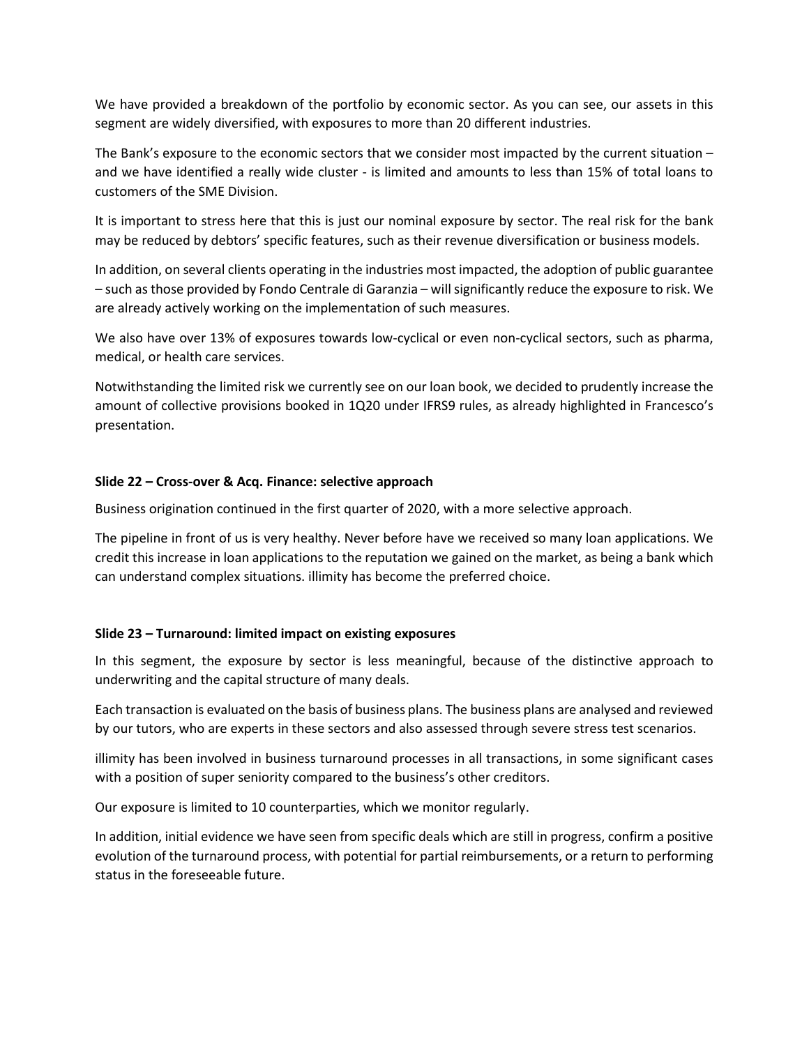We have provided a breakdown of the portfolio by economic sector. As you can see, our assets in this segment are widely diversified, with exposures to more than 20 different industries.

The Bank's exposure to the economic sectors that we consider most impacted by the current situation – and we have identified a really wide cluster - is limited and amounts to less than 15% of total loans to customers of the SME Division.

It is important to stress here that this is just our nominal exposure by sector. The real risk for the bank may be reduced by debtors' specific features, such as their revenue diversification or business models.

In addition, on several clients operating in the industries most impacted, the adoption of public guarantee – such as those provided by Fondo Centrale di Garanzia – will significantly reduce the exposure to risk. We are already actively working on the implementation of such measures.

We also have over 13% of exposures towards low-cyclical or even non-cyclical sectors, such as pharma, medical, or health care services.

Notwithstanding the limited risk we currently see on our loan book, we decided to prudently increase the amount of collective provisions booked in 1Q20 under IFRS9 rules, as already highlighted in Francesco's presentation.

**Slide 22 – Cross-over & Acq. Finance: selective approach**

Business origination continued in the first quarter of 2020, with a more selective approach.

The pipeline in front of us is very healthy. Never before have we received so many loan applications. We credit this increase in loan applications to the reputation we gained on the market, as being a bank which can understand complex situations. illimity has become the preferred choice.

**Slide 23 – Turnaround: limited impact on existing exposures**

In this segment, the exposure by sector is less meaningful, because of the distinctive approach to underwriting and the capital structure of many deals.

Each transaction is evaluated on the basis of business plans. The business plans are analysed and reviewed by our tutors, who are experts in these sectors and also assessed through severe stress test scenarios.

illimity has been involved in business turnaround processes in all transactions, in some significant cases with a position of super seniority compared to the business's other creditors.

Our exposure is limited to 10 counterparties, which we monitor regularly.

In addition, initial evidence we have seen from specific deals which are still in progress, confirm a positive evolution of the turnaround process, with potential for partial reimbursements, or a return to performing status in the foreseeable future.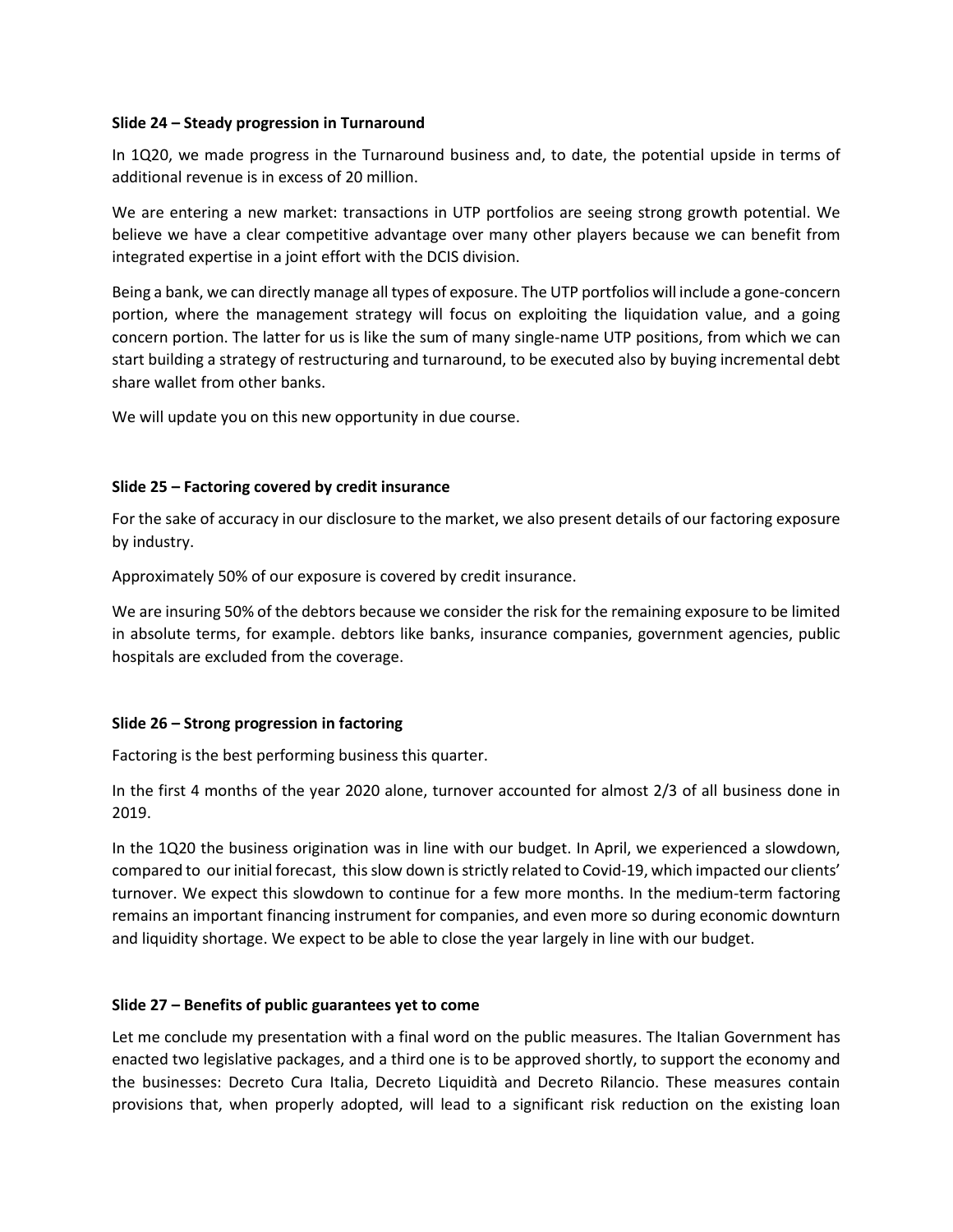**Slide 24 – Steady progression in Turnaround**

In 1Q20, we made progress in the Turnaround business and, to date, the potential upside in terms of additional revenue is in excess of 20 million.

We are entering a new market: transactions in UTP portfolios are seeing strong growth potential. We believe we have a clear competitive advantage over many other players because we can benefit from integrated expertise in a joint effort with the DCIS division.

Being a bank, we can directly manage all types of exposure. The UTP portfolios will include a gone-concern portion, where the management strategy will focus on exploiting the liquidation value, and a going concern portion. The latter for us is like the sum of many single-name UTP positions, from which we can start building a strategy of restructuring and turnaround, to be executed also by buying incremental debt share wallet from other banks.

We will update you on this new opportunity in due course.

**Slide 25 – Factoring covered by credit insurance**

For the sake of accuracy in our disclosure to the market, we also present details of our factoring exposure by industry.

Approximately 50% of our exposure is covered by credit insurance.

We are insuring 50% of the debtors because we consider the risk for the remaining exposure to be limited in absolute terms, for example. debtors like banks, insurance companies, government agencies, public hospitals are excluded from the coverage.

**Slide 26 – Strong progression in factoring**

Factoring is the best performing business this quarter.

In the first 4 months of the year 2020 alone, turnover accounted for almost 2/3 of all business done in 2019.

In the 1Q20 the business origination was in line with our budget. In April, we experienced a slowdown, compared to our initial forecast, this slow down is strictly related to Covid-19, which impacted our clients' turnover. We expect this slowdown to continue for a few more months. In the medium-term factoring remains an important financing instrument for companies, and even more so during economic downturn and liquidity shortage. We expect to be able to close the year largely in line with our budget.

**Slide 27 – Benefits of public guarantees yet to come**

Let me conclude my presentation with a final word on the public measures. The Italian Government has enacted two legislative packages, and a third one is to be approved shortly, to support the economy and the businesses: Decreto Cura Italia, Decreto Liquidità and Decreto Rilancio. These measures contain provisions that, when properly adopted, will lead to a significant risk reduction on the existing loan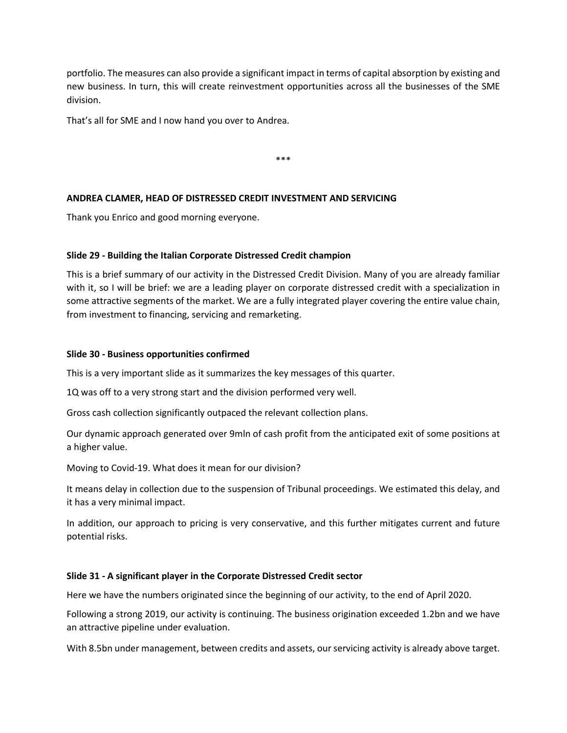portfolio. The measures can also provide a significant impact in terms of capital absorption by existing and new business. In turn, this will create reinvestment opportunities across all the businesses of the SME division.

That's all for SME and I now hand you over to Andrea.

\*\*\*

**ANDREA CLAMER, HEAD OF DISTRESSED CREDIT INVESTMENT AND SERVICING**

Thank you Enrico and good morning everyone.

**Slide 29 - Building the Italian Corporate Distressed Credit champion**

This is a brief summary of our activity in the Distressed Credit Division. Many of you are already familiar with it, so I will be brief: we are a leading player on corporate distressed credit with a specialization in some attractive segments of the market. We are a fully integrated player covering the entire value chain, from investment to financing, servicing and remarketing.

**Slide 30 - Business opportunities confirmed**

This is a very important slide as it summarizes the key messages of this quarter.

1Q was off to a very strong start and the division performed very well.

Gross cash collection significantly outpaced the relevant collection plans.

Our dynamic approach generated over 9mln of cash profit from the anticipated exit of some positions at a higher value.

Moving to Covid-19. What does it mean for our division?

It means delay in collection due to the suspension of Tribunal proceedings. We estimated this delay, and it has a very minimal impact.

In addition, our approach to pricing is very conservative, and this further mitigates current and future potential risks.

**Slide 31 - A significant player in the Corporate Distressed Credit sector**

Here we have the numbers originated since the beginning of our activity, to the end of April 2020.

Following a strong 2019, our activity is continuing. The business origination exceeded 1.2bn and we have an attractive pipeline under evaluation.

With 8.5bn under management, between credits and assets, our servicing activity is already above target.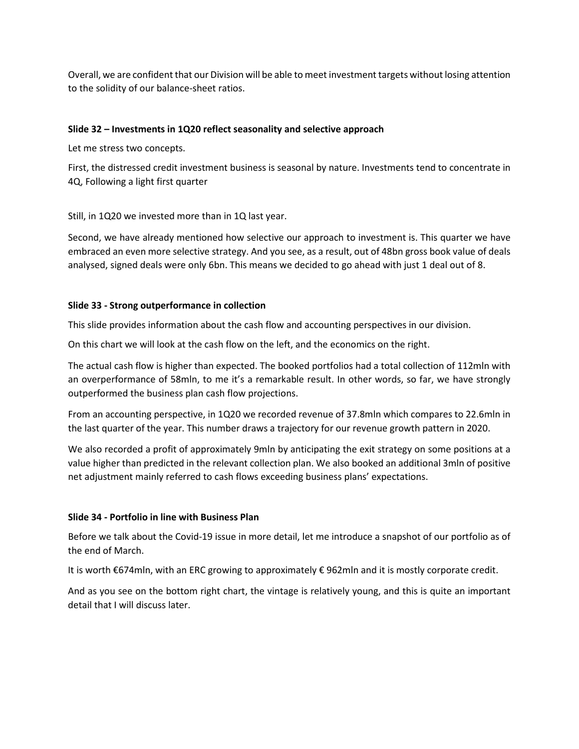Overall, we are confident that our Division will be able to meet investment targets without losing attention to the solidity of our balance-sheet ratios.

**Slide 32 – Investments in 1Q20 reflect seasonality and selective approach**

Let me stress two concepts.

First, the distressed credit investment business is seasonal by nature. Investments tend to concentrate in 4Q, Following a light first quarter

Still, in 1Q20 we invested more than in 1Q last year.

Second, we have already mentioned how selective our approach to investment is. This quarter we have embraced an even more selective strategy. And you see, as a result, out of 48bn gross book value of deals analysed, signed deals were only 6bn. This means we decided to go ahead with just 1 deal out of 8.

**Slide 33 - Strong outperformance in collection**

This slide provides information about the cash flow and accounting perspectives in our division.

On this chart we will look at the cash flow on the left, and the economics on the right.

The actual cash flow is higher than expected. The booked portfolios had a total collection of 112mln with an overperformance of 58mln, to me it's a remarkable result. In other words, so far, we have strongly outperformed the business plan cash flow projections.

From an accounting perspective, in 1Q20 we recorded revenue of 37.8mln which compares to 22.6mln in the last quarter of the year. This number draws a trajectory for our revenue growth pattern in 2020.

We also recorded a profit of approximately 9mln by anticipating the exit strategy on some positions at a value higher than predicted in the relevant collection plan. We also booked an additional 3mln of positive net adjustment mainly referred to cash flows exceeding business plans' expectations.

**Slide 34 - Portfolio in line with Business Plan**

Before we talk about the Covid-19 issue in more detail, let me introduce a snapshot of our portfolio as of the end of March.

It is worth €674mln, with an ERC growing to approximately € 962mln and it is mostly corporate credit.

And as you see on the bottom right chart, the vintage is relatively young, and this is quite an important detail that I will discuss later.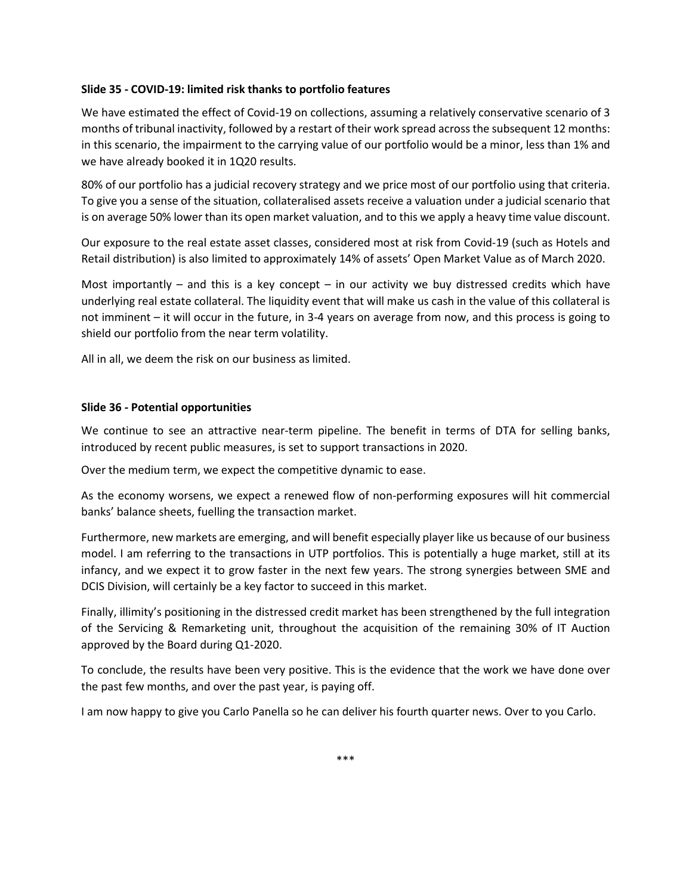**Slide 35 - COVID-19: limited risk thanks to portfolio features**

We have estimated the effect of Covid-19 on collections, assuming a relatively conservative scenario of 3 months of tribunal inactivity, followed by a restart of their work spread across the subsequent 12 months: in this scenario, the impairment to the carrying value of our portfolio would be a minor, less than 1% and we have already booked it in 1Q20 results.

80% of our portfolio has a judicial recovery strategy and we price most of our portfolio using that criteria. To give you a sense of the situation, collateralised assets receive a valuation under a judicial scenario that is on average 50% lower than its open market valuation, and to this we apply a heavy time value discount.

Our exposure to the real estate asset classes, considered most at risk from Covid-19 (such as Hotels and Retail distribution) is also limited to approximately 14% of assets' Open Market Value as of March 2020.

Most importantly – and this is a key concept – in our activity we buy distressed credits which have underlying real estate collateral. The liquidity event that will make us cash in the value of this collateral is not imminent – it will occur in the future, in 3-4 years on average from now, and this process is going to shield our portfolio from the near term volatility.

All in all, we deem the risk on our business as limited.

**Slide 36 - Potential opportunities**

We continue to see an attractive near-term pipeline. The benefit in terms of DTA for selling banks, introduced by recent public measures, is set to support transactions in 2020.

Over the medium term, we expect the competitive dynamic to ease.

As the economy worsens, we expect a renewed flow of non-performing exposures will hit commercial banks' balance sheets, fuelling the transaction market.

Furthermore, new markets are emerging, and will benefit especially player like us because of our business model. I am referring to the transactions in UTP portfolios. This is potentially a huge market, still at its infancy, and we expect it to grow faster in the next few years. The strong synergies between SME and DCIS Division, will certainly be a key factor to succeed in this market.

Finally, illimity's positioning in the distressed credit market has been strengthened by the full integration of the Servicing & Remarketing unit, throughout the acquisition of the remaining 30% of IT Auction approved by the Board during Q1-2020.

To conclude, the results have been very positive. This is the evidence that the work we have done over the past few months, and over the past year, is paying off.

I am now happy to give you Carlo Panella so he can deliver his fourth quarter news. Over to you Carlo.

\*\*\*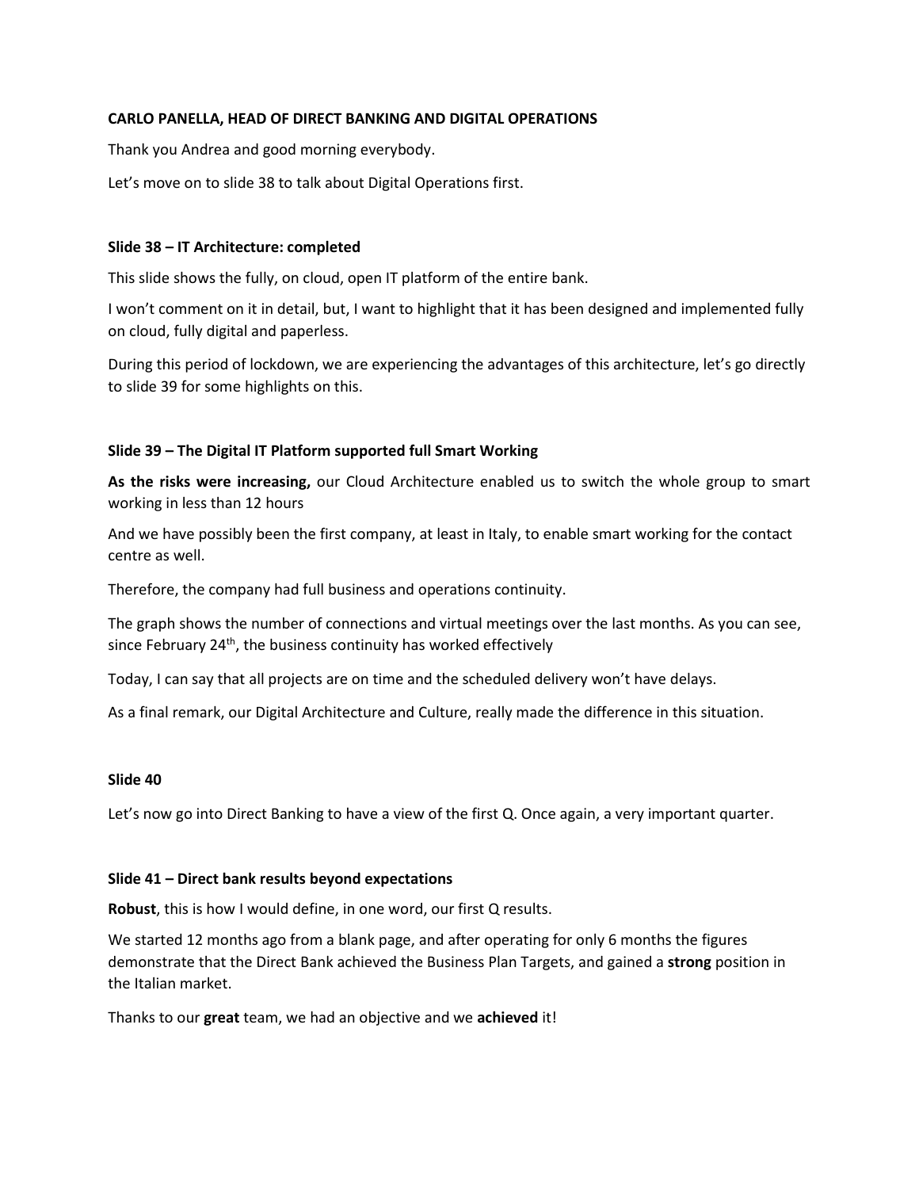**CARLO PANELLA, HEAD OF DIRECT BANKING AND DIGITAL OPERATIONS**

Thank you Andrea and good morning everybody.

Let's move on to slide 38 to talk about Digital Operations first.

**Slide 38 – IT Architecture: completed**

This slide shows the fully, on cloud, open IT platform of the entire bank.

I won't comment on it in detail, but, I want to highlight that it has been designed and implemented fully on cloud, fully digital and paperless.

During this period of lockdown, we are experiencing the advantages of this architecture, let's go directly to slide 39 for some highlights on this.

**Slide 39 – The Digital IT Platform supported full Smart Working**

**As the risks were increasing,** our Cloud Architecture enabled us to switch the whole group to smart working in less than 12 hours

And we have possibly been the first company, at least in Italy, to enable smart working for the contact centre as well.

Therefore, the company had full business and operations continuity.

The graph shows the number of connections and virtual meetings over the last months. As you can see, since February 24th, the business continuity has worked effectively

Today, I can say that all projects are on time and the scheduled delivery won't have delays.

As a final remark, our Digital Architecture and Culture, really made the difference in this situation.

**Slide 40**

Let's now go into Direct Banking to have a view of the first Q. Once again, a very important quarter.

**Slide 41 – Direct bank results beyond expectations**

**Robust**, this is how I would define, in one word, our first Q results.

We started 12 months ago from a blank page, and after operating for only 6 months the figures demonstrate that the Direct Bank achieved the Business Plan Targets, and gained a **strong** position in the Italian market.

Thanks to our **great** team, we had an objective and we **achieved** it!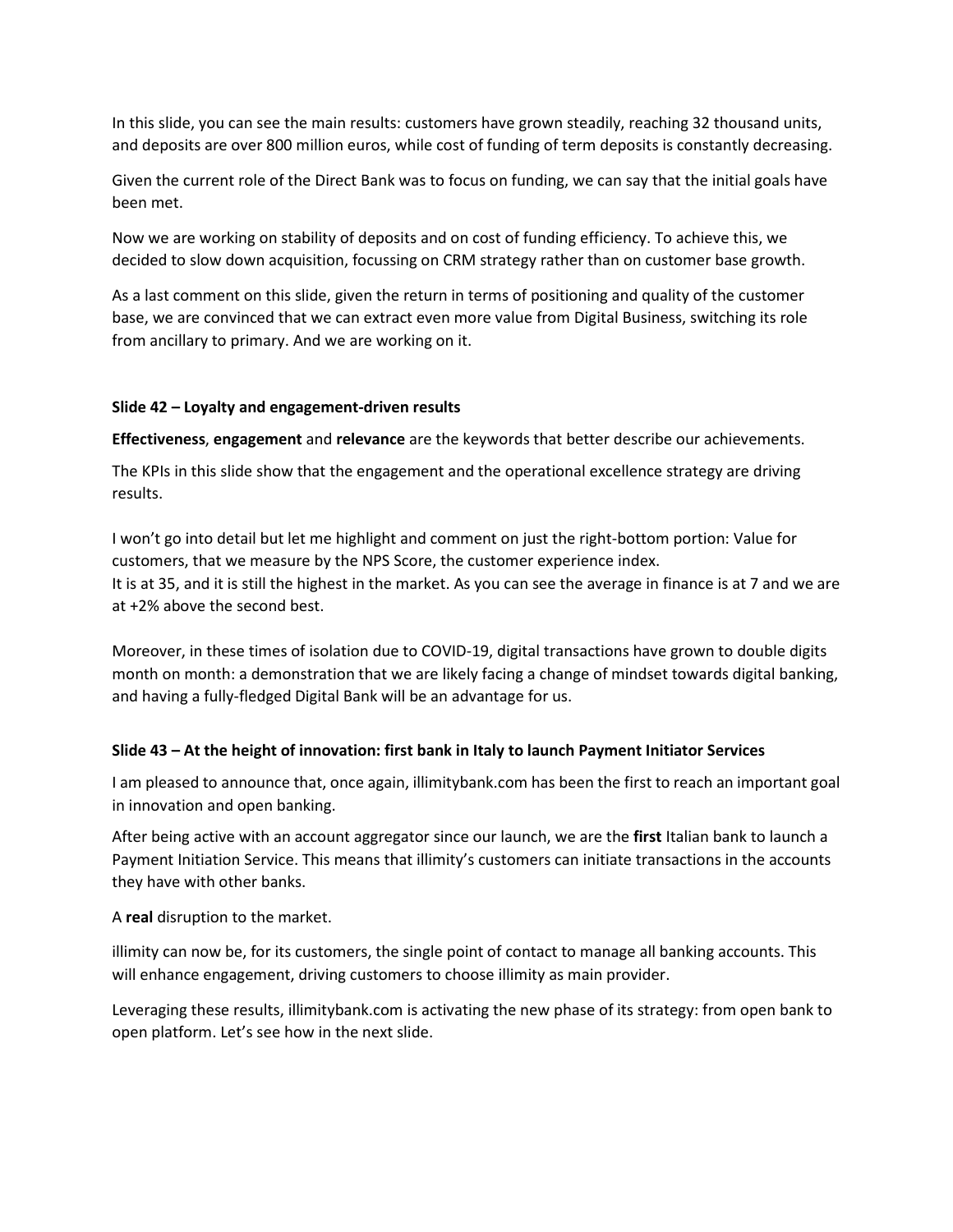In this slide, you can see the main results: customers have grown steadily, reaching 32 thousand units, and deposits are over 800 million euros, while cost of funding of term deposits is constantly decreasing.

Given the current role of the Direct Bank was to focus on funding, we can say that the initial goals have been met.

Now we are working on stability of deposits and on cost of funding efficiency. To achieve this, we decided to slow down acquisition, focussing on CRM strategy rather than on customer base growth.

As a last comment on this slide, given the return in terms of positioning and quality of the customer base, we are convinced that we can extract even more value from Digital Business, switching its role from ancillary to primary. And we are working on it.

### Slide 42 – Loyalty and engagement-driven results

**Effectiveness**, **engagement** and **relevance** are the keywords that better describe our achievements.

The KPIs in this slide show that the engagement and the operational excellence strategy are driving results.

I won't go into detail but let me highlight and comment on just the right-bottom portion: Value for customers, that we measure by the NPS Score, the customer experience index.
It is at 35, and it is still the highest in the market. As you can see the average in finance is at 7 and we are at +2% above the second best.

Moreover, in these times of isolation due to COVID-19, digital transactions have grown to double digits month on month: a demonstration that we are likely facing a change of mindset towards digital banking, and having a fully-fledged Digital Bank will be an advantage for us.

### Slide 43 – At the height of innovation: first bank in Italy to launch Payment Initiator Services

I am pleased to announce that, once again, illimitybank.com has been the first to reach an important goal in innovation and open banking.

After being active with an account aggregator since our launch, we are the **first** Italian bank to launch a Payment Initiation Service. This means that illimity's customers can initiate transactions in the accounts they have with other banks.

A **real** disruption to the market.

illimity can now be, for its customers, the single point of contact to manage all banking accounts. This will enhance engagement, driving customers to choose illimity as main provider.

Leveraging these results, illimitybank.com is activating the new phase of its strategy: from open bank to open platform. Let's see how in the next slide.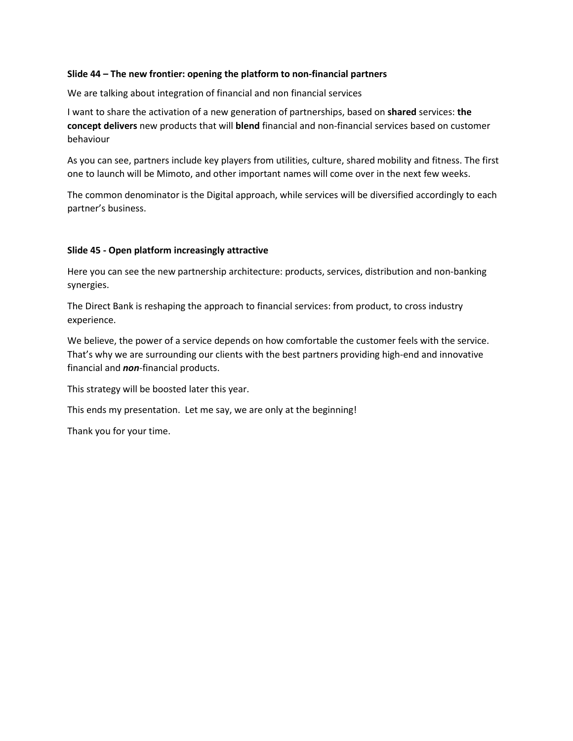**Slide 44 – The new frontier: opening the platform to non-financial partners**

We are talking about integration of financial and non financial services

I want to share the activation of a new generation of partnerships, based on **shared** services: **the concept delivers** new products that will **blend** financial and non-financial services based on customer behaviour

As you can see, partners include key players from utilities, culture, shared mobility and fitness. The first one to launch will be Mimoto, and other important names will come over in the next few weeks.

The common denominator is the Digital approach, while services will be diversified accordingly to each partner's business.

**Slide 45 - Open platform increasingly attractive**

Here you can see the new partnership architecture: products, services, distribution and non-banking synergies.

The Direct Bank is reshaping the approach to financial services: from product, to cross industry experience.

We believe, the power of a service depends on how comfortable the customer feels with the service. That's why we are surrounding our clients with the best partners providing high-end and innovative financial and ***non***-financial products.

This strategy will be boosted later this year.

This ends my presentation.  Let me say, we are only at the beginning!

Thank you for your time.